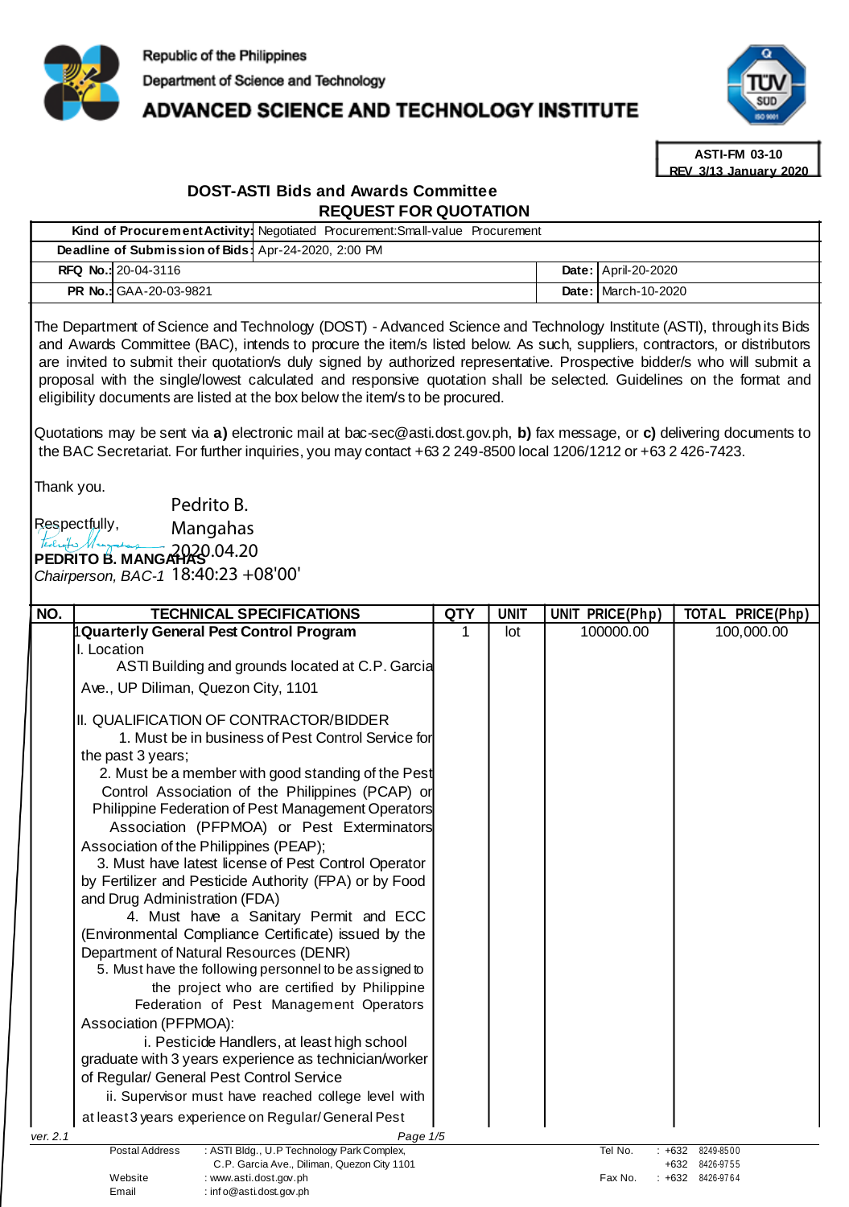Republic of the Philippines

Department of Science and Technology

# ADVANCED SCIENCE AND TECHNOLOGY INSTITUTE

**ASTI-FM 03-10**
**REV 3/13 January 2020**

## DOST-ASTI Bids and Awards Committee
## REQUEST FOR QUOTATION

| | | | |
|---|---|---|---|
| **Kind of Procurement Activity:** | Negotiated Procurement:Small-value Procurement | | |
| **Deadline of Submission of Bids:** | Apr-24-2020, 2:00 PM | | |
| **RFQ No.:** | 20-04-3116 | **Date:** | April-20-2020 |
| **PR No.:** | GAA-20-03-9821 | **Date:** | March-10-2020 |

The Department of Science and Technology (DOST) - Advanced Science and Technology Institute (ASTI), through its Bids and Awards Committee (BAC), intends to procure the item/s listed below. As such, suppliers, contractors, or distributors are invited to submit their quotation/s duly signed by authorized representative. Prospective bidder/s who will submit a proposal with the single/lowest calculated and responsive quotation shall be selected. Guidelines on the format and eligibility documents are listed at the box below the item/s to be procured.

Quotations may be sent via **a)** electronic mail at bac-sec@asti.dost.gov.ph, **b)** fax message, or **c)** delivering documents to the BAC Secretariat. For further inquiries, you may contact +63 2 249-8500 local 1206/1212 or +63 2 426-7423.

Thank you.

Respectfully,

Pedrito B. Mangahas
2020.04.20
18:40:23 +08'00'

**PEDRITO B. MANGAHAS**
*Chairperson, BAC-1*

| NO. | TECHNICAL SPECIFICATIONS | QTY | UNIT | UNIT PRICE(Php) | TOTAL PRICE(Php) |
|---|---|---|---|---|---|
| 1 | **Quarterly General Pest Control Program**<br>I. Location<br>ASTI Building and grounds located at C.P. Garcia Ave., UP Diliman, Quezon City, 1101<br><br>II. QUALIFICATION OF CONTRACTOR/BIDDER<br>1. Must be in business of Pest Control Service for the past 3 years;<br>2. Must be a member with good standing of the Pest Control Association of the Philippines (PCAP) or Philippine Federation of Pest Management Operators Association (PFPMOA) or Pest Exterminators Association of the Philippines (PEAP);<br>3. Must have latest license of Pest Control Operator by Fertilizer and Pesticide Authority (FPA) or by Food and Drug Administration (FDA)<br>4. Must have a Sanitary Permit and ECC (Environmental Compliance Certificate) issued by the Department of Natural Resources (DENR)<br>5. Must have the following personnel to be assigned to the project who are certified by Philippine Federation of Pest Management Operators Association (PFPMOA):<br>i. Pesticide Handlers, at least high school graduate with 3 years experience as technician/worker of Regular/ General Pest Control Service<br>ii. Supervisor must have reached college level with at least 3 years experience on Regular/General Pest | 1 | lot | 100000.00 | 100,000.00 |

ver. 2.1

Postal Address : ASTI Bldg., U.P Technology Park Complex, C.P. Garcia Ave., Diliman, Quezon City 1101
Website : www.asti.dost.gov.ph
Email : info@asti.dost.gov.ph
Tel No. : +632 8249-8500, +632 8426-9755
Fax No. : +632 8426-9764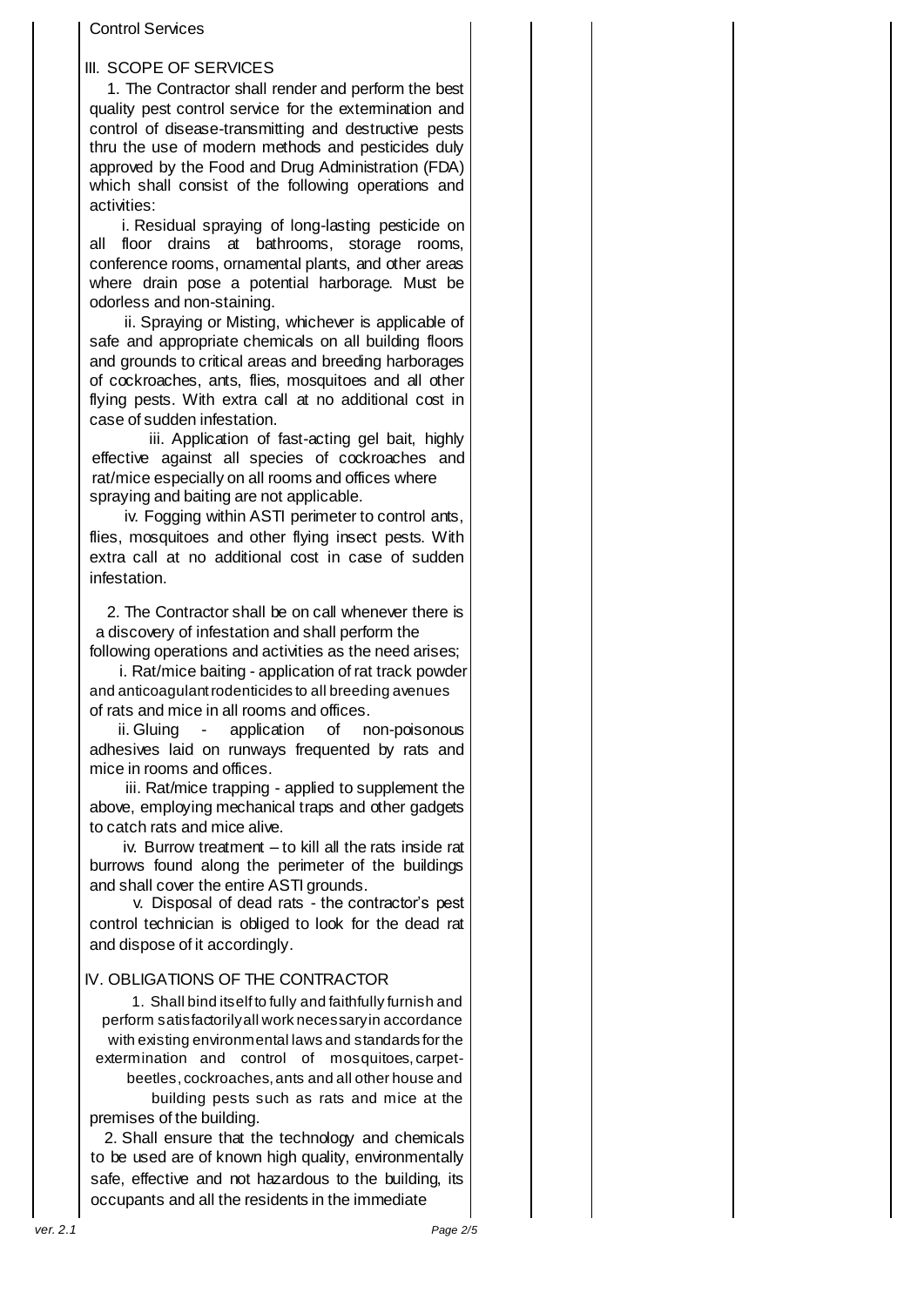Control Services

## III. SCOPE OF SERVICES

1. The Contractor shall render and perform the best quality pest control service for the extermination and control of disease-transmitting and destructive pests thru the use of modern methods and pesticides duly approved by the Food and Drug Administration (FDA) which shall consist of the following operations and activities:

   i. Residual spraying of long-lasting pesticide on all floor drains at bathrooms, storage rooms, conference rooms, ornamental plants, and other areas where drain pose a potential harborage. Must be odorless and non-staining.

   ii. Spraying or Misting, whichever is applicable of safe and appropriate chemicals on all building floors and grounds to critical areas and breeding harborages of cockroaches, ants, flies, mosquitoes and all other flying pests. With extra call at no additional cost in case of sudden infestation.

   iii. Application of fast-acting gel bait, highly effective against all species of cockroaches and rat/mice especially on all rooms and offices where spraying and baiting are not applicable.

   iv. Fogging within ASTI perimeter to control ants, flies, mosquitoes and other flying insect pests. With extra call at no additional cost in case of sudden infestation.

2. The Contractor shall be on call whenever there is a discovery of infestation and shall perform the following operations and activities as the need arises;

   i. Rat/mice baiting - application of rat track powder and anticoagulant rodenticides to all breeding avenues of rats and mice in all rooms and offices.

   ii. Gluing - application of non-poisonous adhesives laid on runways frequented by rats and mice in rooms and offices.

   iii. Rat/mice trapping - applied to supplement the above, employing mechanical traps and other gadgets to catch rats and mice alive.

   iv. Burrow treatment – to kill all the rats inside rat burrows found along the perimeter of the buildings and shall cover the entire ASTI grounds.

   v. Disposal of dead rats - the contractor's pest control technician is obliged to look for the dead rat and dispose of it accordingly.

## IV. OBLIGATIONS OF THE CONTRACTOR

1. Shall bind itself to fully and faithfully furnish and perform satisfactorily all work necessary in accordance with existing environmental laws and standards for the extermination and control of mosquitoes, carpet-beetles, cockroaches, ants and all other house and building pests such as rats and mice at the premises of the building.

2. Shall ensure that the technology and chemicals to be used are of known high quality, environmentally safe, effective and not hazardous to the building, its occupants and all the residents in the immediate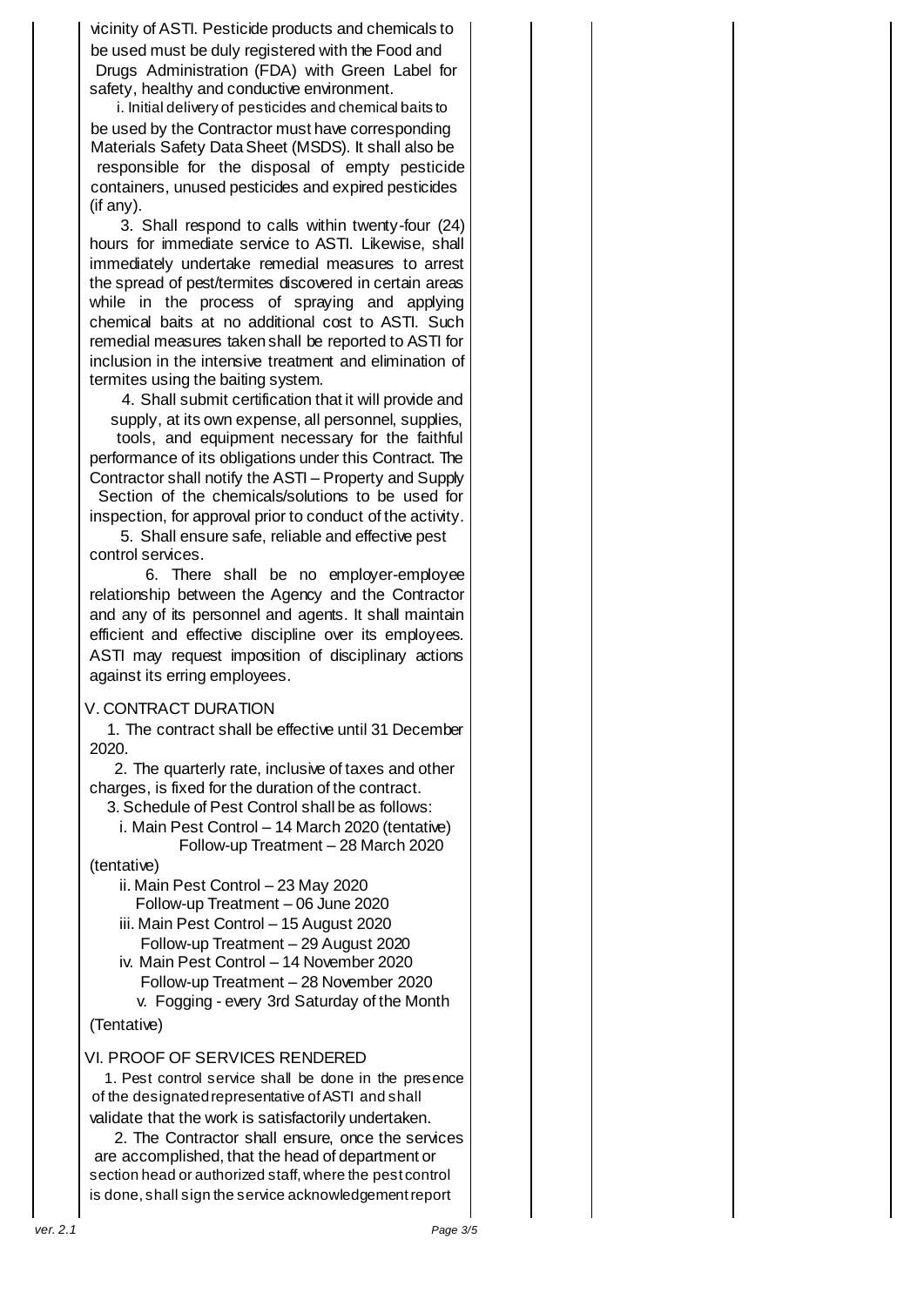vicinity of ASTI. Pesticide products and chemicals to be used must be duly registered with the Food and Drugs Administration (FDA) with Green Label for safety, healthy and conductive environment.

i. Initial delivery of pesticides and chemical baits to be used by the Contractor must have corresponding Materials Safety Data Sheet (MSDS). It shall also be responsible for the disposal of empty pesticide containers, unused pesticides and expired pesticides (if any).

3. Shall respond to calls within twenty-four (24) hours for immediate service to ASTI. Likewise, shall immediately undertake remedial measures to arrest the spread of pest/termites discovered in certain areas while in the process of spraying and applying chemical baits at no additional cost to ASTI. Such remedial measures taken shall be reported to ASTI for inclusion in the intensive treatment and elimination of termites using the baiting system.

4. Shall submit certification that it will provide and supply, at its own expense, all personnel, supplies, tools, and equipment necessary for the faithful performance of its obligations under this Contract. The Contractor shall notify the ASTI – Property and Supply Section of the chemicals/solutions to be used for inspection, for approval prior to conduct of the activity.

5. Shall ensure safe, reliable and effective pest control services.

6. There shall be no employer-employee relationship between the Agency and the Contractor and any of its personnel and agents. It shall maintain efficient and effective discipline over its employees. ASTI may request imposition of disciplinary actions against its erring employees.

V. CONTRACT DURATION

1. The contract shall be effective until 31 December 2020.

2. The quarterly rate, inclusive of taxes and other charges, is fixed for the duration of the contract.

3. Schedule of Pest Control shall be as follows:

i. Main Pest Control – 14 March 2020 (tentative)
Follow-up Treatment – 28 March 2020 (tentative)

ii. Main Pest Control – 23 May 2020
Follow-up Treatment – 06 June 2020

iii. Main Pest Control – 15 August 2020
Follow-up Treatment – 29 August 2020

iv. Main Pest Control – 14 November 2020
Follow-up Treatment – 28 November 2020

v. Fogging - every 3rd Saturday of the Month (Tentative)

VI. PROOF OF SERVICES RENDERED

1. Pest control service shall be done in the presence of the designated representative of ASTI and shall validate that the work is satisfactorily undertaken.

2. The Contractor shall ensure, once the services are accomplished, that the head of department or section head or authorized staff, where the pest control is done, shall sign the service acknowledgement report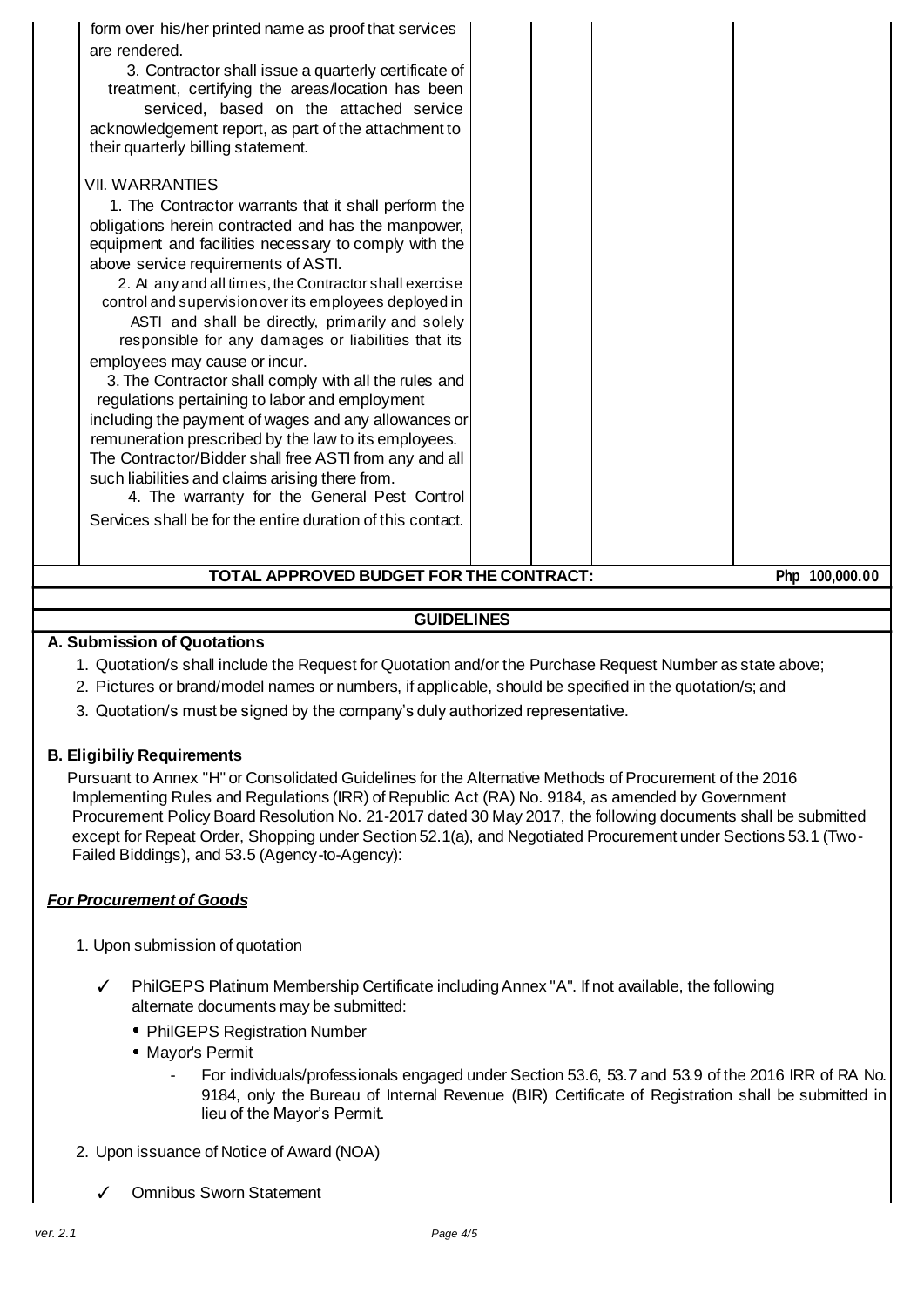| | | | | |
|---|---|---|---|---|
| form over his/her printed name as proof that services are rendered.<br>3. Contractor shall issue a quarterly certificate of treatment, certifying the areas/location has been serviced, based on the attached service acknowledgement report, as part of the attachment to their quarterly billing statement.<br><br>VII. WARRANTIES<br>1. The Contractor warrants that it shall perform the obligations herein contracted and has the manpower, equipment and facilities necessary to comply with the above service requirements of ASTI.<br>2. At any and all times, the Contractor shall exercise control and supervision over its employees deployed in ASTI and shall be directly, primarily and solely responsible for any damages or liabilities that its employees may cause or incur.<br>3. The Contractor shall comply with all the rules and regulations pertaining to labor and employment including the payment of wages and any allowances or remuneration prescribed by the law to its employees. The Contractor/Bidder shall free ASTI from any and all such liabilities and claims arising there from.<br>4. The warranty for the General Pest Control Services shall be for the entire duration of this contact. | | | | |
| **TOTAL APPROVED BUDGET FOR THE CONTRACT:** | | | | **Php 100,000.00** |

## GUIDELINES

**A. Submission of Quotations**

1. Quotation/s shall include the Request for Quotation and/or the Purchase Request Number as state above;
2. Pictures or brand/model names or numbers, if applicable, should be specified in the quotation/s; and
3. Quotation/s must be signed by the company's duly authorized representative.

**B. Eligibiliy Requirements**

Pursuant to Annex "H" or Consolidated Guidelines for the Alternative Methods of Procurement of the 2016 Implementing Rules and Regulations (IRR) of Republic Act (RA) No. 9184, as amended by Government Procurement Policy Board Resolution No. 21-2017 dated 30 May 2017, the following documents shall be submitted except for Repeat Order, Shopping under Section 52.1(a), and Negotiated Procurement under Sections 53.1 (Two-Failed Biddings), and 53.5 (Agency-to-Agency):

***For Procurement of Goods***

1. Upon submission of quotation

   ✓ PhilGEPS Platinum Membership Certificate including Annex "A". If not available, the following alternate documents may be submitted:
   - PhilGEPS Registration Number
   - Mayor's Permit
     - For individuals/professionals engaged under Section 53.6, 53.7 and 53.9 of the 2016 IRR of RA No. 9184, only the Bureau of Internal Revenue (BIR) Certificate of Registration shall be submitted in lieu of the Mayor's Permit.

2. Upon issuance of Notice of Award (NOA)

   ✓ Omnibus Sworn Statement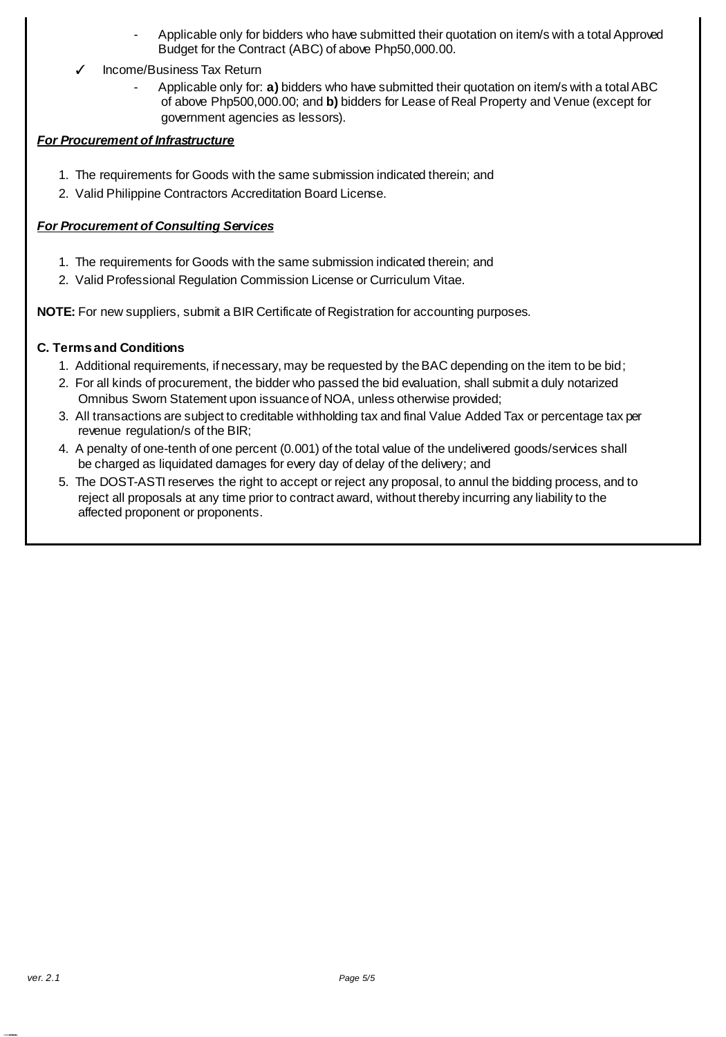- Applicable only for bidders who have submitted their quotation on item/s with a total Approved Budget for the Contract (ABC) of above Php50,000.00.

✓ Income/Business Tax Return

- Applicable only for: **a)** bidders who have submitted their quotation on item/s with a total ABC of above Php500,000.00; and **b)** bidders for Lease of Real Property and Venue (except for government agencies as lessors).

***For Procurement of Infrastructure***

1. The requirements for Goods with the same submission indicated therein; and
2. Valid Philippine Contractors Accreditation Board License.

***For Procurement of Consulting Services***

1. The requirements for Goods with the same submission indicated therein; and
2. Valid Professional Regulation Commission License or Curriculum Vitae.

**NOTE:** For new suppliers, submit a BIR Certificate of Registration for accounting purposes.

**C. Terms and Conditions**

1. Additional requirements, if necessary, may be requested by the BAC depending on the item to be bid;
2. For all kinds of procurement, the bidder who passed the bid evaluation, shall submit a duly notarized Omnibus Sworn Statement upon issuance of NOA, unless otherwise provided;
3. All transactions are subject to creditable withholding tax and final Value Added Tax or percentage tax per revenue regulation/s of the BIR;
4. A penalty of one-tenth of one percent (0.001) of the total value of the undelivered goods/services shall be charged as liquidated damages for every day of delay of the delivery; and
5. The DOST-ASTI reserves the right to accept or reject any proposal, to annul the bidding process, and to reject all proposals at any time prior to contract award, without thereby incurring any liability to the affected proponent or proponents.

*ver. 2.1*